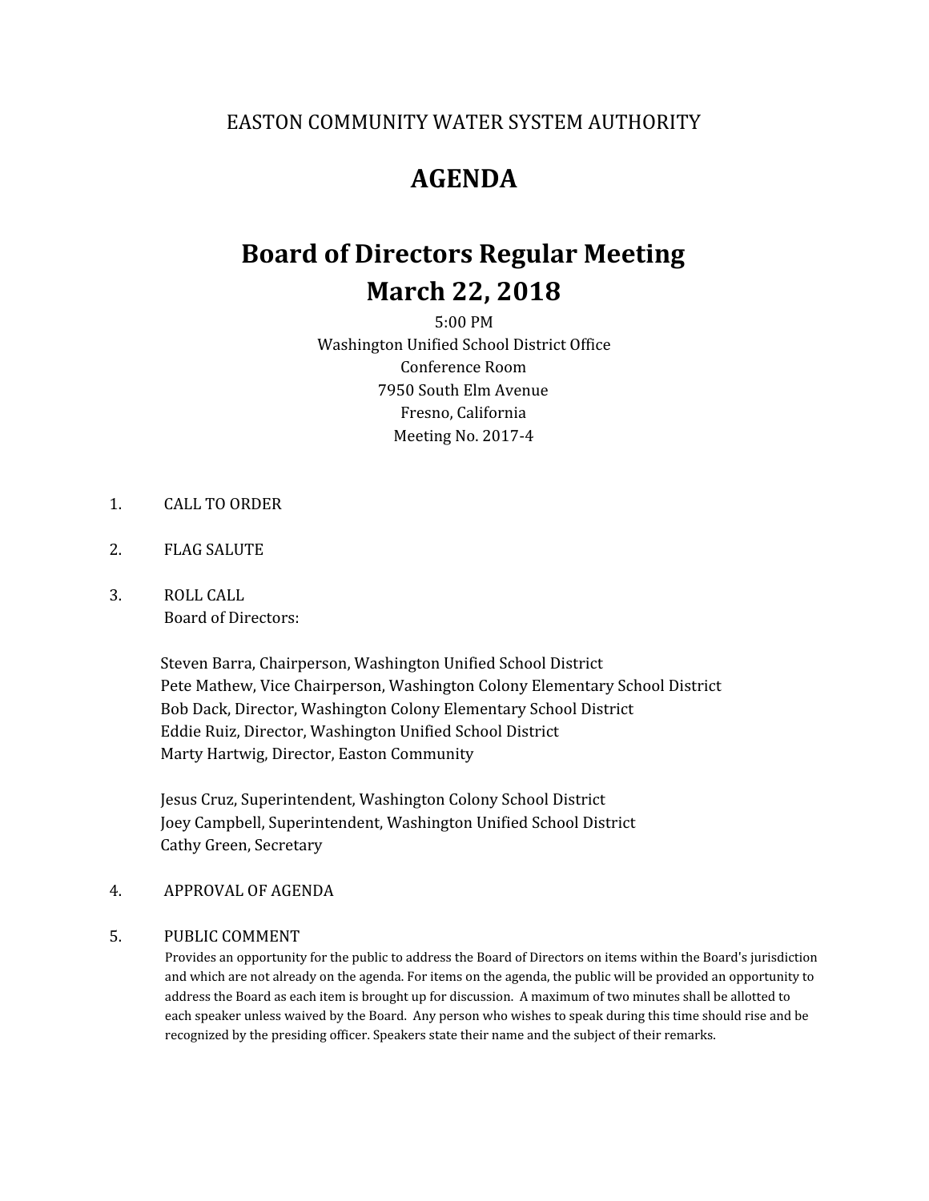EASTON COMMUNITY WATER SYSTEM AUTHORITY

# AGENDA

## Board of Directors Regular Meeting
## March 22, 2018

5:00 PM
Washington Unified School District Office
Conference Room
7950 South Elm Avenue
Fresno, California
Meeting No. 2017-4

1. CALL TO ORDER

2. FLAG SALUTE

3. ROLL CALL
   Board of Directors:

   Steven Barra, Chairperson, Washington Unified School District
   Pete Mathew, Vice Chairperson, Washington Colony Elementary School District
   Bob Dack, Director, Washington Colony Elementary School District
   Eddie Ruiz, Director, Washington Unified School District
   Marty Hartwig, Director, Easton Community

   Jesus Cruz, Superintendent, Washington Colony School District
   Joey Campbell, Superintendent, Washington Unified School District
   Cathy Green, Secretary

4. APPROVAL OF AGENDA

5. PUBLIC COMMENT
   Provides an opportunity for the public to address the Board of Directors on items within the Board's jurisdiction and which are not already on the agenda. For items on the agenda, the public will be provided an opportunity to address the Board as each item is brought up for discussion. A maximum of two minutes shall be allotted to each speaker unless waived by the Board. Any person who wishes to speak during this time should rise and be recognized by the presiding officer. Speakers state their name and the subject of their remarks.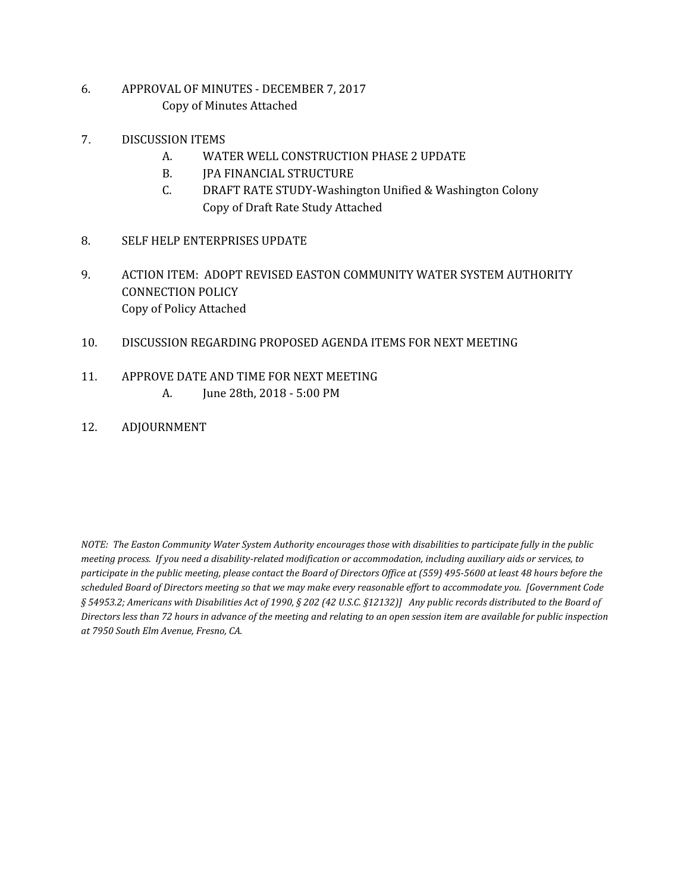6. APPROVAL OF MINUTES - DECEMBER 7, 2017
   Copy of Minutes Attached

7. DISCUSSION ITEMS
   A. WATER WELL CONSTRUCTION PHASE 2 UPDATE
   B. JPA FINANCIAL STRUCTURE
   C. DRAFT RATE STUDY-Washington Unified & Washington Colony
      Copy of Draft Rate Study Attached

8. SELF HELP ENTERPRISES UPDATE

9. ACTION ITEM: ADOPT REVISED EASTON COMMUNITY WATER SYSTEM AUTHORITY CONNECTION POLICY
   Copy of Policy Attached

10. DISCUSSION REGARDING PROPOSED AGENDA ITEMS FOR NEXT MEETING

11. APPROVE DATE AND TIME FOR NEXT MEETING
    A. June 28th, 2018 - 5:00 PM

12. ADJOURNMENT

*NOTE: The Easton Community Water System Authority encourages those with disabilities to participate fully in the public meeting process. If you need a disability-related modification or accommodation, including auxiliary aids or services, to participate in the public meeting, please contact the Board of Directors Office at (559) 495-5600 at least 48 hours before the scheduled Board of Directors meeting so that we may make every reasonable effort to accommodate you. [Government Code § 54953.2; Americans with Disabilities Act of 1990, § 202 (42 U.S.C. §12132)] Any public records distributed to the Board of Directors less than 72 hours in advance of the meeting and relating to an open session item are available for public inspection at 7950 South Elm Avenue, Fresno, CA.*